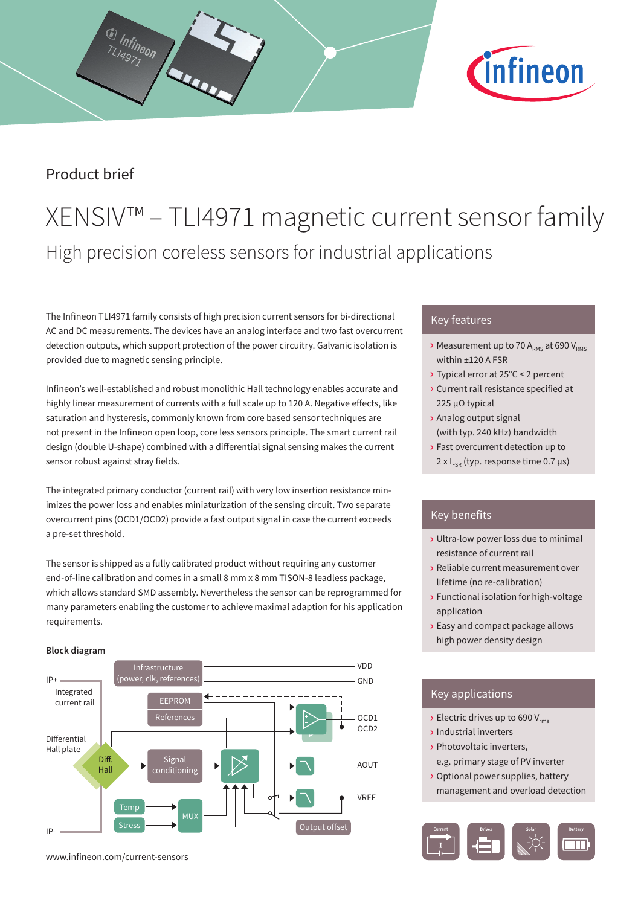Product brief

# XENSIV™ – TLI4971 magnetic current sensor family

## High precision coreless sensors for industrial applications

The Infineon TLI4971 family consists of high precision current sensors for bi-directional AC and DC measurements. The devices have an analog interface and two fast overcurrent detection outputs, which support protection of the power circuitry. Galvanic isolation is provided due to magnetic sensing principle.

Infineon's well-established and robust monolithic Hall technology enables accurate and highly linear measurement of currents with a full scale up to 120 A. Negative effects, like saturation and hysteresis, commonly known from core based sensor techniques are not present in the Infineon open loop, core less sensors principle. The smart current rail design (double U-shape) combined with a differential signal sensing makes the current sensor robust against stray fields.

The integrated primary conductor (current rail) with very low insertion resistance minimizes the power loss and enables miniaturization of the sensing circuit. Two separate overcurrent pins (OCD1/OCD2) provide a fast output signal in case the current exceeds a pre-set threshold.

The sensor is shipped as a fully calibrated product without requiring any customer end-of-line calibration and comes in a small 8 mm x 8 mm TISON-8 leadless package, which allows standard SMD assembly. Nevertheless the sensor can be reprogrammed for many parameters enabling the customer to achieve maximal adaption for his application requirements.

**Block diagram**

IP+, Integrated current rail, Differential Hall plate, Diff. Hall, IP-, Infrastructure (power, clk, references), EEPROM, References, Signal conditioning, Temp, Stress, MUX, Output offset, VDD, GND, OCD1, OCD2, AOUT, VREF

www.infineon.com/current-sensors

### Key features

- Measurement up to 70 $A_{RMS}$ at 690 $V_{RMS}$ within ±120 A FSR
- Typical error at 25°C < 2 percent
- Current rail resistance specified at 225 µΩ typical
- Analog output signal (with typ. 240 kHz) bandwidth
- Fast overcurrent detection up to 2 x $I_{FSR}$ (typ. response time 0.7 µs)

### Key benefits

- Ultra-low power loss due to minimal resistance of current rail
- Reliable current measurement over lifetime (no re-calibration)
- Functional isolation for high-voltage application
- Easy and compact package allows high power density design

### Key applications

- Electric drives up to 690 $V_{rms}$
- Industrial inverters
- Photovoltaic inverters, e.g. primary stage of PV inverter
- Optional power supplies, battery management and overload detection

Current | Drives | Solar | Battery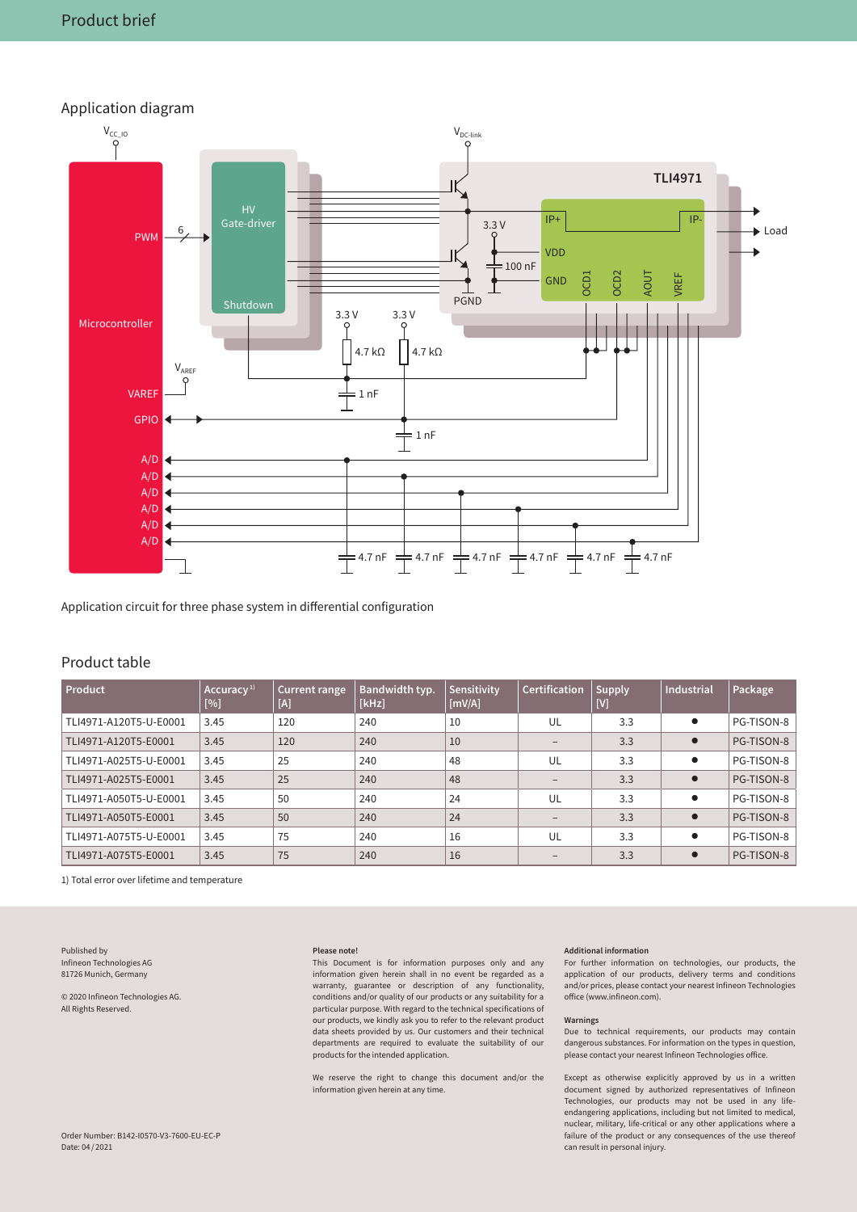## Application diagram

$V_{CC\_IO}$

$V_{DC\text{-}link}$

TLI4971

PWM

6

HV Gate-driver

Shutdown

Microcontroller

3.3 V

IP+

IP-

Load

VDD

100 nF

GND

PGND

OCD1

OCD2

AOUT

VREF

3.3 V

3.3 V

4.7 kΩ

4.7 kΩ

$V_{AREF}$

VAREF

1 nF

GPIO

1 nF

A/D

A/D

A/D

A/D

A/D

A/D

4.7 nF

4.7 nF

4.7 nF

4.7 nF

4.7 nF

4.7 nF

Application circuit for three phase system in differential configuration

## Product table

| Product | Accuracy [1] [%] | Current range [A] | Bandwidth typ. [kHz] | Sensitivity [mV/A] | Certification | Supply [V] | Industrial | Package |
|---|---|---|---|---|---|---|---|---|
| TLI4971-A120T5-U-E0001 | 3.45 | 120 | 240 | 10 | UL | 3.3 | ● | PG-TISON-8 |
| TLI4971-A120T5-E0001 | 3.45 | 120 | 240 | 10 | – | 3.3 | ● | PG-TISON-8 |
| TLI4971-A025T5-U-E0001 | 3.45 | 25 | 240 | 48 | UL | 3.3 | ● | PG-TISON-8 |
| TLI4971-A025T5-E0001 | 3.45 | 25 | 240 | 48 | – | 3.3 | ● | PG-TISON-8 |
| TLI4971-A050T5-U-E0001 | 3.45 | 50 | 240 | 24 | UL | 3.3 | ● | PG-TISON-8 |
| TLI4971-A050T5-E0001 | 3.45 | 50 | 240 | 24 | – | 3.3 | ● | PG-TISON-8 |
| TLI4971-A075T5-U-E0001 | 3.45 | 75 | 240 | 16 | UL | 3.3 | ● | PG-TISON-8 |
| TLI4971-A075T5-E0001 | 3.45 | 75 | 240 | 16 | – | 3.3 | ● | PG-TISON-8 |

1) Total error over lifetime and temperature

Published by
Infineon Technologies AG
81726 Munich, Germany

© 2020 Infineon Technologies AG.
All Rights Reserved.

Order Number: B142-I0570-V3-7600-EU-EC-P
Date: 04 / 2021

**Please note!**
This Document is for information purposes only and any information given herein shall in no event be regarded as a warranty, guarantee or description of any functionality, conditions and/or quality of our products or any suitability for a particular purpose. With regard to the technical specifications of our products, we kindly ask you to refer to the relevant product data sheets provided by us. Our customers and their technical departments are required to evaluate the suitability of our products for the intended application.

We reserve the right to change this document and/or the information given herein at any time.

**Additional information**
For further information on technologies, our products, the application of our products, delivery terms and conditions and/or prices, please contact your nearest Infineon Technologies office (www.infineon.com).

**Warnings**
Due to technical requirements, our products may contain dangerous substances. For information on the types in question, please contact your nearest Infineon Technologies office.

Except as otherwise explicitly approved by us in a written document signed by authorized representatives of Infineon Technologies, our products may not be used in any life-endangering applications, including but not limited to medical, nuclear, military, life-critical or any other applications where a failure of the product or any consequences of the use thereof can result in personal injury.